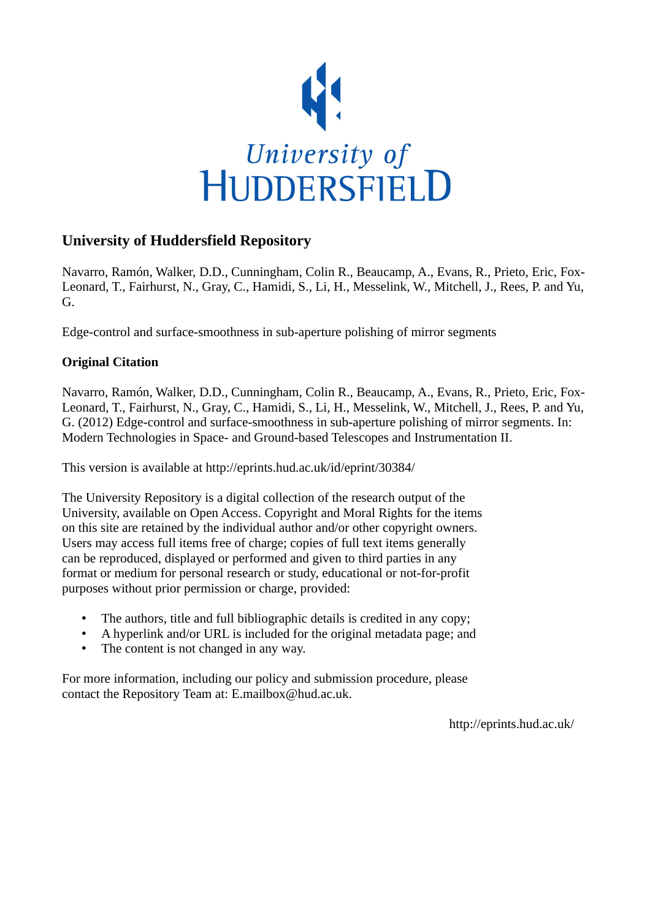University of
HUDDERSFIELD

## University of Huddersfield Repository

Navarro, Ramón, Walker, D.D., Cunningham, Colin R., Beaucamp, A., Evans, R., Prieto, Eric, Fox-Leonard, T., Fairhurst, N., Gray, C., Hamidi, S., Li, H., Messelink, W., Mitchell, J., Rees, P. and Yu, G.

Edge-control and surface-smoothness in sub-aperture polishing of mirror segments

### Original Citation

Navarro, Ramón, Walker, D.D., Cunningham, Colin R., Beaucamp, A., Evans, R., Prieto, Eric, Fox-Leonard, T., Fairhurst, N., Gray, C., Hamidi, S., Li, H., Messelink, W., Mitchell, J., Rees, P. and Yu, G. (2012) Edge-control and surface-smoothness in sub-aperture polishing of mirror segments. In: Modern Technologies in Space- and Ground-based Telescopes and Instrumentation II.

This version is available at http://eprints.hud.ac.uk/id/eprint/30384/

The University Repository is a digital collection of the research output of the University, available on Open Access. Copyright and Moral Rights for the items on this site are retained by the individual author and/or other copyright owners. Users may access full items free of charge; copies of full text items generally can be reproduced, displayed or performed and given to third parties in any format or medium for personal research or study, educational or not-for-profit purposes without prior permission or charge, provided:

- The authors, title and full bibliographic details is credited in any copy;
- A hyperlink and/or URL is included for the original metadata page; and
- The content is not changed in any way.

For more information, including our policy and submission procedure, please contact the Repository Team at: E.mailbox@hud.ac.uk.

http://eprints.hud.ac.uk/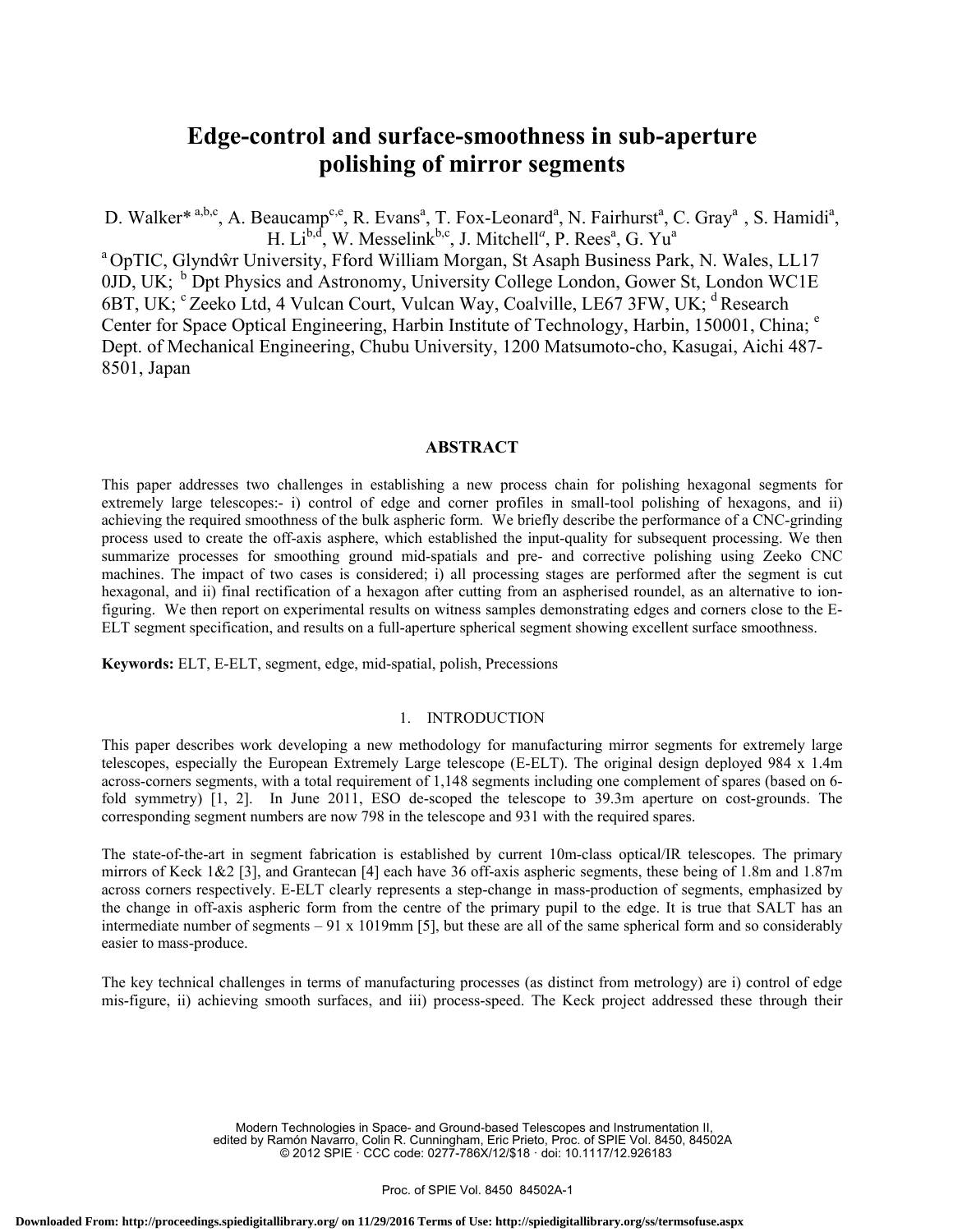# Edge-control and surface-smoothness in sub-aperture polishing of mirror segments

D. Walker* [a,b,c], A. Beaucamp[c,e], R. Evans[a], T. Fox-Leonard[a], N. Fairhurst[a], C. Gray[a], S. Hamidi[a], H. Li[b,d], W. Messelink[b,c], J. Mitchell[a], P. Rees[a], G. Yu[a]

[a] OpTIC, Glyndŵr University, Fford William Morgan, St Asaph Business Park, N. Wales, LL17 0JD, UK; [b] Dpt Physics and Astronomy, University College London, Gower St, London WC1E 6BT, UK; [c] Zeeko Ltd, 4 Vulcan Court, Vulcan Way, Coalville, LE67 3FW, UK; [d] Research Center for Space Optical Engineering, Harbin Institute of Technology, Harbin, 150001, China; [e] Dept. of Mechanical Engineering, Chubu University, 1200 Matsumoto-cho, Kasugai, Aichi 487-8501, Japan

## ABSTRACT

This paper addresses two challenges in establishing a new process chain for polishing hexagonal segments for extremely large telescopes:- i) control of edge and corner profiles in small-tool polishing of hexagons, and ii) achieving the required smoothness of the bulk aspheric form. We briefly describe the performance of a CNC-grinding process used to create the off-axis asphere, which established the input-quality for subsequent processing. We then summarize processes for smoothing ground mid-spatials and pre- and corrective polishing using Zeeko CNC machines. The impact of two cases is considered; i) all processing stages are performed after the segment is cut hexagonal, and ii) final rectification of a hexagon after cutting from an aspherised roundel, as an alternative to ion-figuring. We then report on experimental results on witness samples demonstrating edges and corners close to the E-ELT segment specification, and results on a full-aperture spherical segment showing excellent surface smoothness.

**Keywords:** ELT, E-ELT, segment, edge, mid-spatial, polish, Precessions

## 1. INTRODUCTION

This paper describes work developing a new methodology for manufacturing mirror segments for extremely large telescopes, especially the European Extremely Large telescope (E-ELT). The original design deployed 984 x 1.4m across-corners segments, with a total requirement of 1,148 segments including one complement of spares (based on 6-fold symmetry) [1, 2]. In June 2011, ESO de-scoped the telescope to 39.3m aperture on cost-grounds. The corresponding segment numbers are now 798 in the telescope and 931 with the required spares.

The state-of-the-art in segment fabrication is established by current 10m-class optical/IR telescopes. The primary mirrors of Keck 1&2 [3], and Grantecan [4] each have 36 off-axis aspheric segments, these being of 1.8m and 1.87m across corners respectively. E-ELT clearly represents a step-change in mass-production of segments, emphasized by the change in off-axis aspheric form from the centre of the primary pupil to the edge. It is true that SALT has an intermediate number of segments – 91 x 1019mm [5], but these are all of the same spherical form and so considerably easier to mass-produce.

The key technical challenges in terms of manufacturing processes (as distinct from metrology) are i) control of edge mis-figure, ii) achieving smooth surfaces, and iii) process-speed. The Keck project addressed these through their

Modern Technologies in Space- and Ground-based Telescopes and Instrumentation II, edited by Ramón Navarro, Colin R. Cunningham, Eric Prieto, Proc. of SPIE Vol. 8450, 84502A © 2012 SPIE · CCC code: 0277-786X/12/$18 · doi: 10.1117/12.926183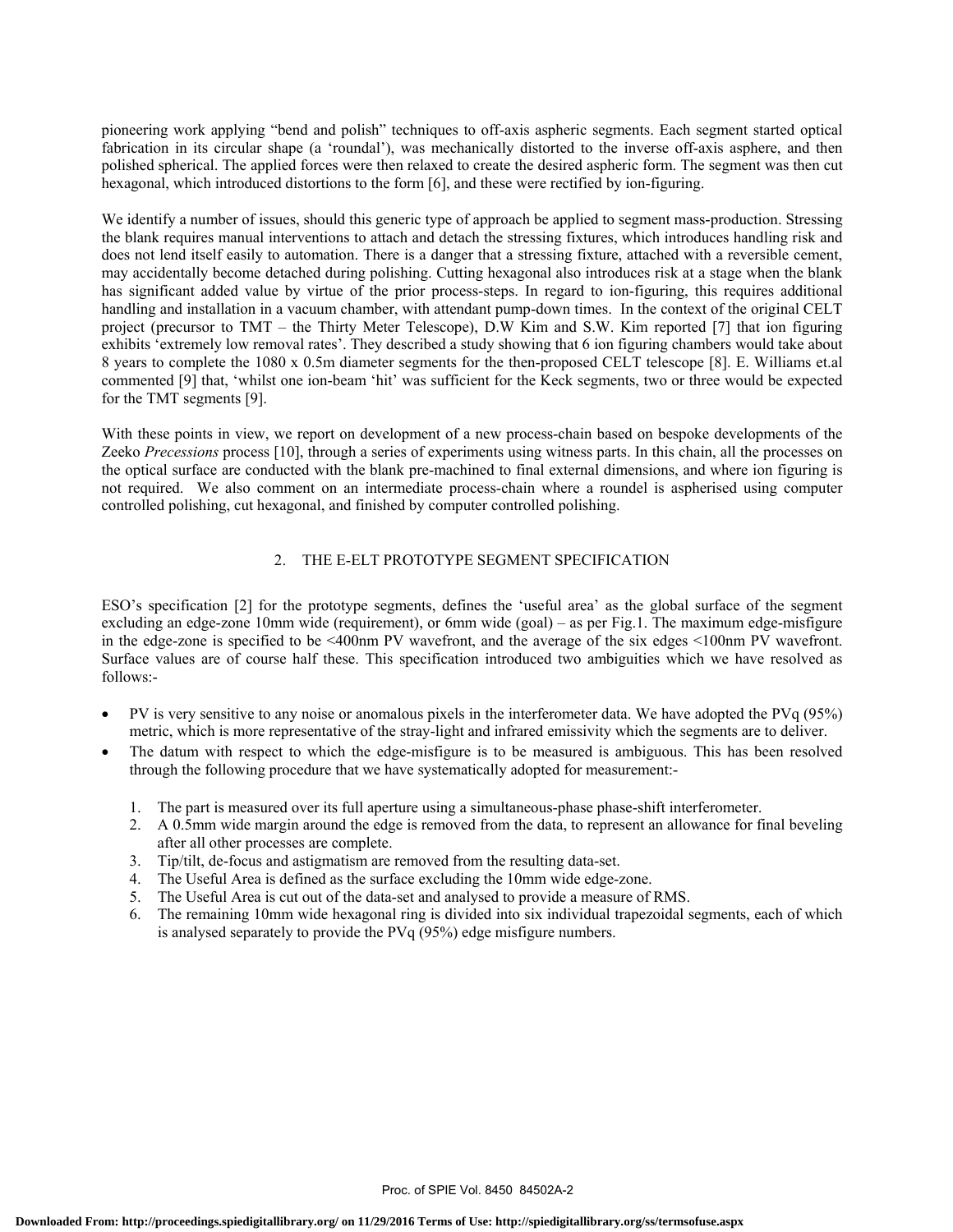pioneering work applying "bend and polish" techniques to off-axis aspheric segments. Each segment started optical fabrication in its circular shape (a 'roundal'), was mechanically distorted to the inverse off-axis asphere, and then polished spherical. The applied forces were then relaxed to create the desired aspheric form. The segment was then cut hexagonal, which introduced distortions to the form [6], and these were rectified by ion-figuring.

We identify a number of issues, should this generic type of approach be applied to segment mass-production. Stressing the blank requires manual interventions to attach and detach the stressing fixtures, which introduces handling risk and does not lend itself easily to automation. There is a danger that a stressing fixture, attached with a reversible cement, may accidentally become detached during polishing. Cutting hexagonal also introduces risk at a stage when the blank has significant added value by virtue of the prior process-steps. In regard to ion-figuring, this requires additional handling and installation in a vacuum chamber, with attendant pump-down times. In the context of the original CELT project (precursor to TMT – the Thirty Meter Telescope), D.W Kim and S.W. Kim reported [7] that ion figuring exhibits 'extremely low removal rates'. They described a study showing that 6 ion figuring chambers would take about 8 years to complete the 1080 x 0.5m diameter segments for the then-proposed CELT telescope [8]. E. Williams et.al commented [9] that, 'whilst one ion-beam 'hit' was sufficient for the Keck segments, two or three would be expected for the TMT segments [9].

With these points in view, we report on development of a new process-chain based on bespoke developments of the Zeeko *Precessions* process [10], through a series of experiments using witness parts. In this chain, all the processes on the optical surface are conducted with the blank pre-machined to final external dimensions, and where ion figuring is not required. We also comment on an intermediate process-chain where a roundel is aspherised using computer controlled polishing, cut hexagonal, and finished by computer controlled polishing.

## 2. THE E-ELT PROTOTYPE SEGMENT SPECIFICATION

ESO's specification [2] for the prototype segments, defines the 'useful area' as the global surface of the segment excluding an edge-zone 10mm wide (requirement), or 6mm wide (goal) – as per Fig.1. The maximum edge-misfigure in the edge-zone is specified to be <400nm PV wavefront, and the average of the six edges <100nm PV wavefront. Surface values are of course half these. This specification introduced two ambiguities which we have resolved as follows:-

- PV is very sensitive to any noise or anomalous pixels in the interferometer data. We have adopted the PVq (95%) metric, which is more representative of the stray-light and infrared emissivity which the segments are to deliver.
- The datum with respect to which the edge-misfigure is to be measured is ambiguous. This has been resolved through the following procedure that we have systematically adopted for measurement:-

  1. The part is measured over its full aperture using a simultaneous-phase phase-shift interferometer.
  2. A 0.5mm wide margin around the edge is removed from the data, to represent an allowance for final beveling after all other processes are complete.
  3. Tip/tilt, de-focus and astigmatism are removed from the resulting data-set.
  4. The Useful Area is defined as the surface excluding the 10mm wide edge-zone.
  5. The Useful Area is cut out of the data-set and analysed to provide a measure of RMS.
  6. The remaining 10mm wide hexagonal ring is divided into six individual trapezoidal segments, each of which is analysed separately to provide the PVq (95%) edge misfigure numbers.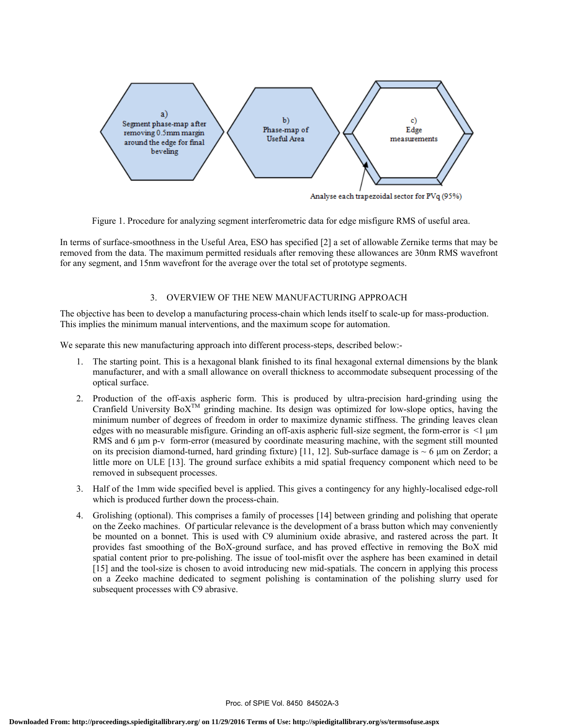a) Segment phase-map after removing 0.5mm margin around the edge for final beveling

b) Phase-map of Useful Area

c) Edge measurements

Analyse each trapezoidal sector for PVq (95%)

Figure 1. Procedure for analyzing segment interferometric data for edge misfigure RMS of useful area.

In terms of surface-smoothness in the Useful Area, ESO has specified [2] a set of allowable Zernike terms that may be removed from the data. The maximum permitted residuals after removing these allowances are 30nm RMS wavefront for any segment, and 15nm wavefront for the average over the total set of prototype segments.

## 3. OVERVIEW OF THE NEW MANUFACTURING APPROACH

The objective has been to develop a manufacturing process-chain which lends itself to scale-up for mass-production. This implies the minimum manual interventions, and the maximum scope for automation.

We separate this new manufacturing approach into different process-steps, described below:-

1. The starting point. This is a hexagonal blank finished to its final hexagonal external dimensions by the blank manufacturer, and with a small allowance on overall thickness to accommodate subsequent processing of the optical surface.
2. Production of the off-axis aspheric form. This is produced by ultra-precision hard-grinding using the Cranfield University BoX™ grinding machine. Its design was optimized for low-slope optics, having the minimum number of degrees of freedom in order to maximize dynamic stiffness. The grinding leaves clean edges with no measurable misfigure. Grinding an off-axis aspheric full-size segment, the form-error is <1 µm RMS and 6 µm p-v form-error (measured by coordinate measuring machine, with the segment still mounted on its precision diamond-turned, hard grinding fixture) [11, 12]. Sub-surface damage is ~ 6 µm on Zerdor; a little more on ULE [13]. The ground surface exhibits a mid spatial frequency component which need to be removed in subsequent processes.
3. Half of the 1mm wide specified bevel is applied. This gives a contingency for any highly-localised edge-roll which is produced further down the process-chain.
4. Grolishing (optional). This comprises a family of processes [14] between grinding and polishing that operate on the Zeeko machines. Of particular relevance is the development of a brass button which may conveniently be mounted on a bonnet. This is used with C9 aluminium oxide abrasive, and rastered across the part. It provides fast smoothing of the BoX-ground surface, and has proved effective in removing the BoX mid spatial content prior to pre-polishing. The issue of tool-misfit over the asphere has been examined in detail [15] and the tool-size is chosen to avoid introducing new mid-spatials. The concern in applying this process on a Zeeko machine dedicated to segment polishing is contamination of the polishing slurry used for subsequent processes with C9 abrasive.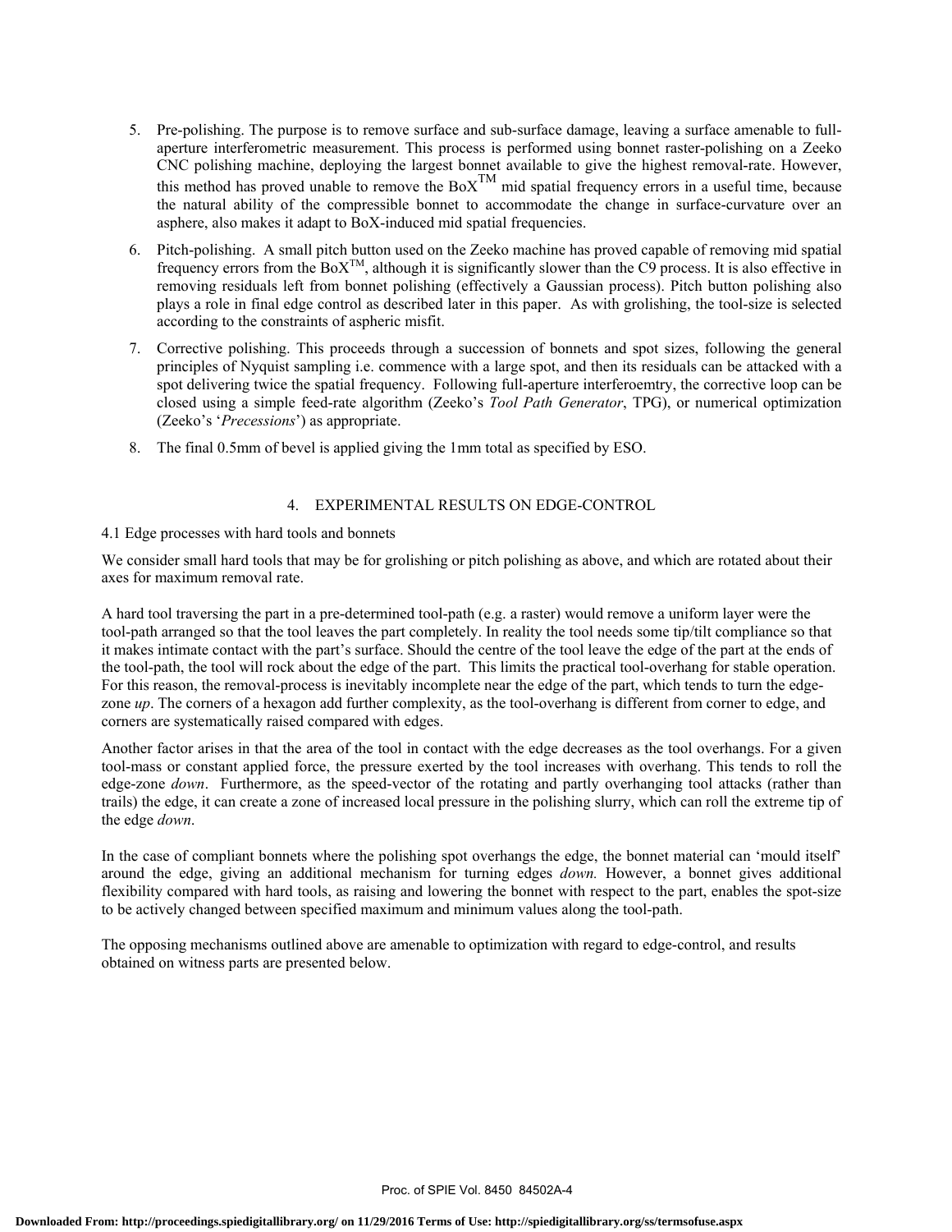5. Pre-polishing. The purpose is to remove surface and sub-surface damage, leaving a surface amenable to full-aperture interferometric measurement. This process is performed using bonnet raster-polishing on a Zeeko CNC polishing machine, deploying the largest bonnet available to give the highest removal-rate. However, this method has proved unable to remove the BoX$^{TM}$ mid spatial frequency errors in a useful time, because the natural ability of the compressible bonnet to accommodate the change in surface-curvature over an asphere, also makes it adapt to BoX-induced mid spatial frequencies.

6. Pitch-polishing. A small pitch button used on the Zeeko machine has proved capable of removing mid spatial frequency errors from the BoX$^{TM}$, although it is significantly slower than the C9 process. It is also effective in removing residuals left from bonnet polishing (effectively a Gaussian process). Pitch button polishing also plays a role in final edge control as described later in this paper. As with grolishing, the tool-size is selected according to the constraints of aspheric misfit.

7. Corrective polishing. This proceeds through a succession of bonnets and spot sizes, following the general principles of Nyquist sampling i.e. commence with a large spot, and then its residuals can be attacked with a spot delivering twice the spatial frequency. Following full-aperture interferoemtry, the corrective loop can be closed using a simple feed-rate algorithm (Zeeko's *Tool Path Generator*, TPG), or numerical optimization (Zeeko's '*Precessions*') as appropriate.

8. The final 0.5mm of bevel is applied giving the 1mm total as specified by ESO.

## 4. EXPERIMENTAL RESULTS ON EDGE-CONTROL

### 4.1 Edge processes with hard tools and bonnets

We consider small hard tools that may be for grolishing or pitch polishing as above, and which are rotated about their axes for maximum removal rate.

A hard tool traversing the part in a pre-determined tool-path (e.g. a raster) would remove a uniform layer were the tool-path arranged so that the tool leaves the part completely. In reality the tool needs some tip/tilt compliance so that it makes intimate contact with the part's surface. Should the centre of the tool leave the edge of the part at the ends of the tool-path, the tool will rock about the edge of the part. This limits the practical tool-overhang for stable operation. For this reason, the removal-process is inevitably incomplete near the edge of the part, which tends to turn the edge-zone *up*. The corners of a hexagon add further complexity, as the tool-overhang is different from corner to edge, and corners are systematically raised compared with edges.

Another factor arises in that the area of the tool in contact with the edge decreases as the tool overhangs. For a given tool-mass or constant applied force, the pressure exerted by the tool increases with overhang. This tends to roll the edge-zone *down*. Furthermore, as the speed-vector of the rotating and partly overhanging tool attacks (rather than trails) the edge, it can create a zone of increased local pressure in the polishing slurry, which can roll the extreme tip of the edge *down*.

In the case of compliant bonnets where the polishing spot overhangs the edge, the bonnet material can 'mould itself' around the edge, giving an additional mechanism for turning edges *down.* However, a bonnet gives additional flexibility compared with hard tools, as raising and lowering the bonnet with respect to the part, enables the spot-size to be actively changed between specified maximum and minimum values along the tool-path.

The opposing mechanisms outlined above are amenable to optimization with regard to edge-control, and results obtained on witness parts are presented below.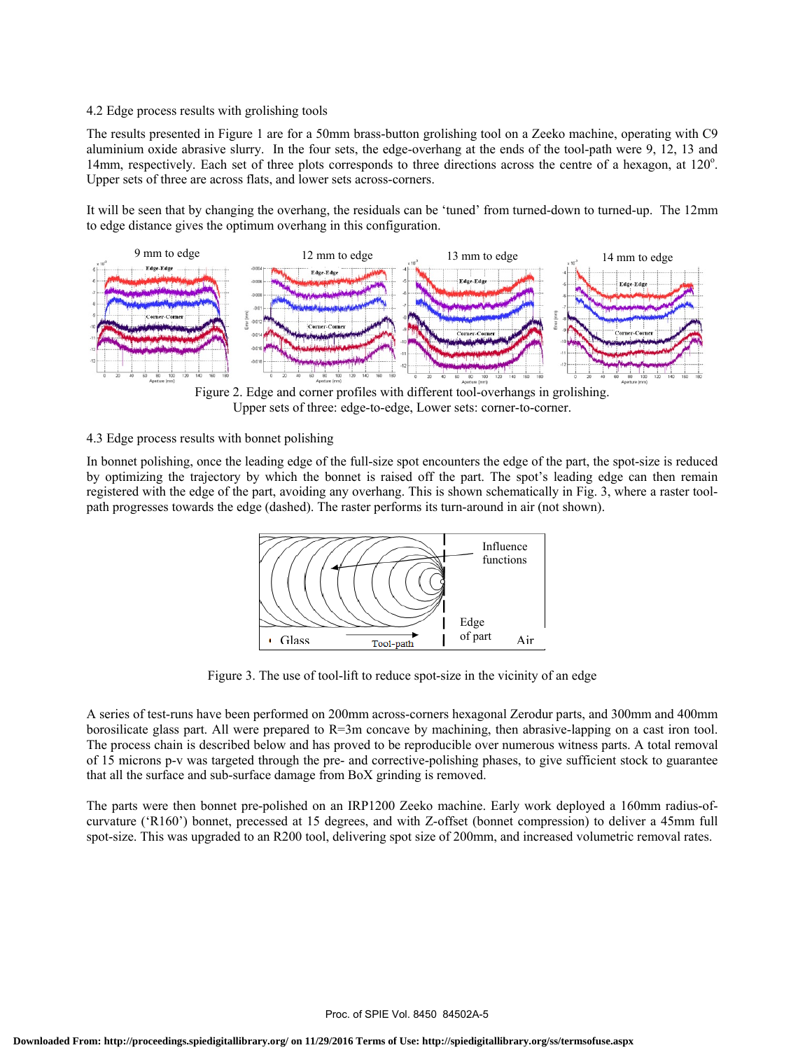### 4.2 Edge process results with grolishing tools

The results presented in Figure 1 are for a 50mm brass-button grolishing tool on a Zeeko machine, operating with C9 aluminium oxide abrasive slurry. In the four sets, the edge-overhang at the ends of the tool-path were 9, 12, 13 and 14mm, respectively. Each set of three plots corresponds to three directions across the centre of a hexagon, at 120$^{o}$. Upper sets of three are across flats, and lower sets across-corners.

It will be seen that by changing the overhang, the residuals can be 'tuned' from turned-down to turned-up. The 12mm to edge distance gives the optimum overhang in this configuration.

Figure 2. Edge and corner profiles with different tool-overhangs in grolishing. Upper sets of three: edge-to-edge, Lower sets: corner-to-corner.

### 4.3 Edge process results with bonnet polishing

In bonnet polishing, once the leading edge of the full-size spot encounters the edge of the part, the spot-size is reduced by optimizing the trajectory by which the bonnet is raised off the part. The spot's leading edge can then remain registered with the edge of the part, avoiding any overhang. This is shown schematically in Fig. 3, where a raster tool-path progresses towards the edge (dashed). The raster performs its turn-around in air (not shown).

Figure 3. The use of tool-lift to reduce spot-size in the vicinity of an edge

A series of test-runs have been performed on 200mm across-corners hexagonal Zerodur parts, and 300mm and 400mm borosilicate glass part. All were prepared to R=3m concave by machining, then abrasive-lapping on a cast iron tool. The process chain is described below and has proved to be reproducible over numerous witness parts. A total removal of 15 microns p-v was targeted through the pre- and corrective-polishing phases, to give sufficient stock to guarantee that all the surface and sub-surface damage from BoX grinding is removed.

The parts were then bonnet pre-polished on an IRP1200 Zeeko machine. Early work deployed a 160mm radius-of-curvature ('R160') bonnet, precessed at 15 degrees, and with Z-offset (bonnet compression) to deliver a 45mm full spot-size. This was upgraded to an R200 tool, delivering spot size of 200mm, and increased volumetric removal rates.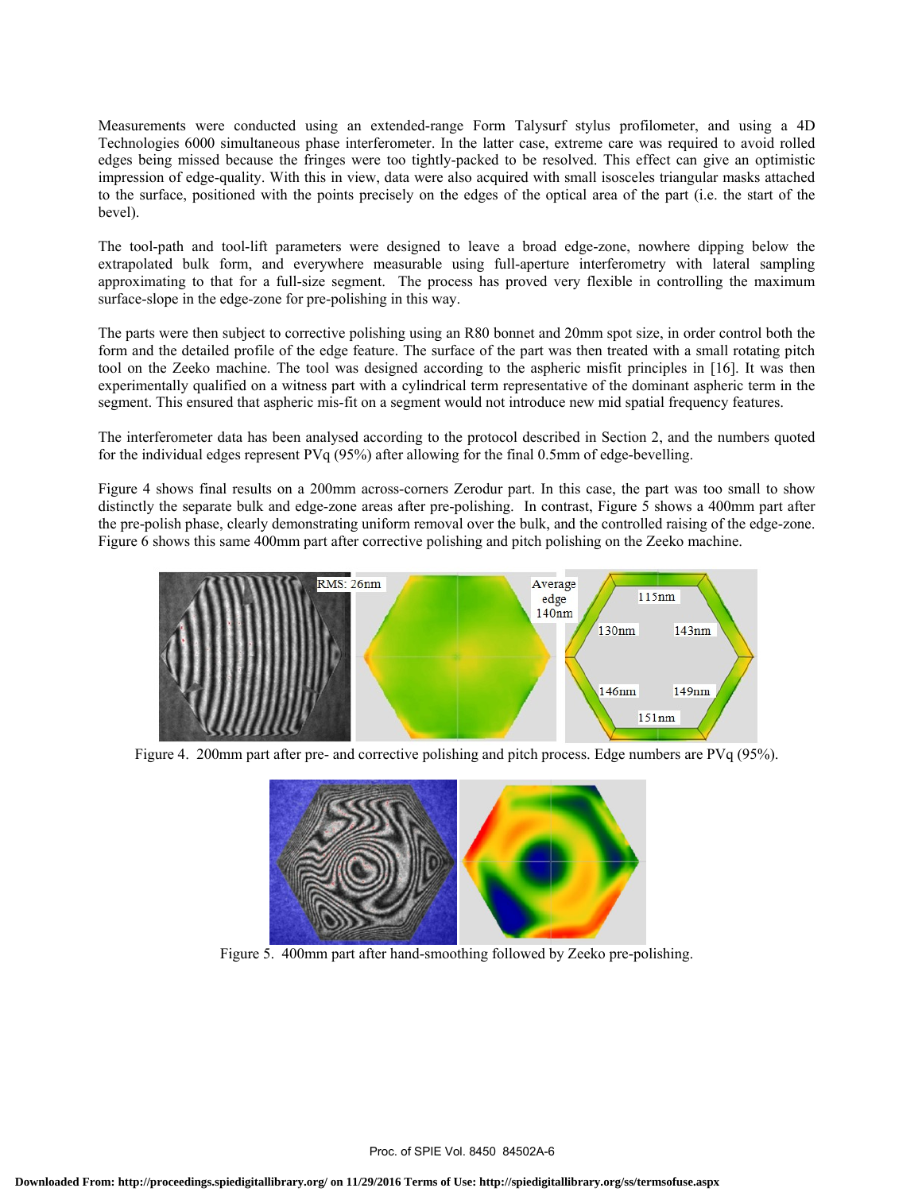Measurements were conducted using an extended-range Form Talysurf stylus profilometer, and using a 4D Technologies 6000 simultaneous phase interferometer. In the latter case, extreme care was required to avoid rolled edges being missed because the fringes were too tightly-packed to be resolved. This effect can give an optimistic impression of edge-quality. With this in view, data were also acquired with small isosceles triangular masks attached to the surface, positioned with the points precisely on the edges of the optical area of the part (i.e. the start of the bevel).

The tool-path and tool-lift parameters were designed to leave a broad edge-zone, nowhere dipping below the extrapolated bulk form, and everywhere measurable using full-aperture interferometry with lateral sampling approximating to that for a full-size segment. The process has proved very flexible in controlling the maximum surface-slope in the edge-zone for pre-polishing in this way.

The parts were then subject to corrective polishing using an R80 bonnet and 20mm spot size, in order control both the form and the detailed profile of the edge feature. The surface of the part was then treated with a small rotating pitch tool on the Zeeko machine. The tool was designed according to the aspheric misfit principles in [16]. It was then experimentally qualified on a witness part with a cylindrical term representative of the dominant aspheric term in the segment. This ensured that aspheric mis-fit on a segment would not introduce new mid spatial frequency features.

The interferometer data has been analysed according to the protocol described in Section 2, and the numbers quoted for the individual edges represent PVq (95%) after allowing for the final 0.5mm of edge-bevelling.

Figure 4 shows final results on a 200mm across-corners Zerodur part. In this case, the part was too small to show distinctly the separate bulk and edge-zone areas after pre-polishing. In contrast, Figure 5 shows a 400mm part after the pre-polish phase, clearly demonstrating uniform removal over the bulk, and the controlled raising of the edge-zone. Figure 6 shows this same 400mm part after corrective polishing and pitch polishing on the Zeeko machine.

RMS: 26nm

Average edge 140nm

115nm, 130nm, 143nm, 146nm, 149nm, 151nm

Figure 4. 200mm part after pre- and corrective polishing and pitch process. Edge numbers are PVq (95%).

Figure 5. 400mm part after hand-smoothing followed by Zeeko pre-polishing.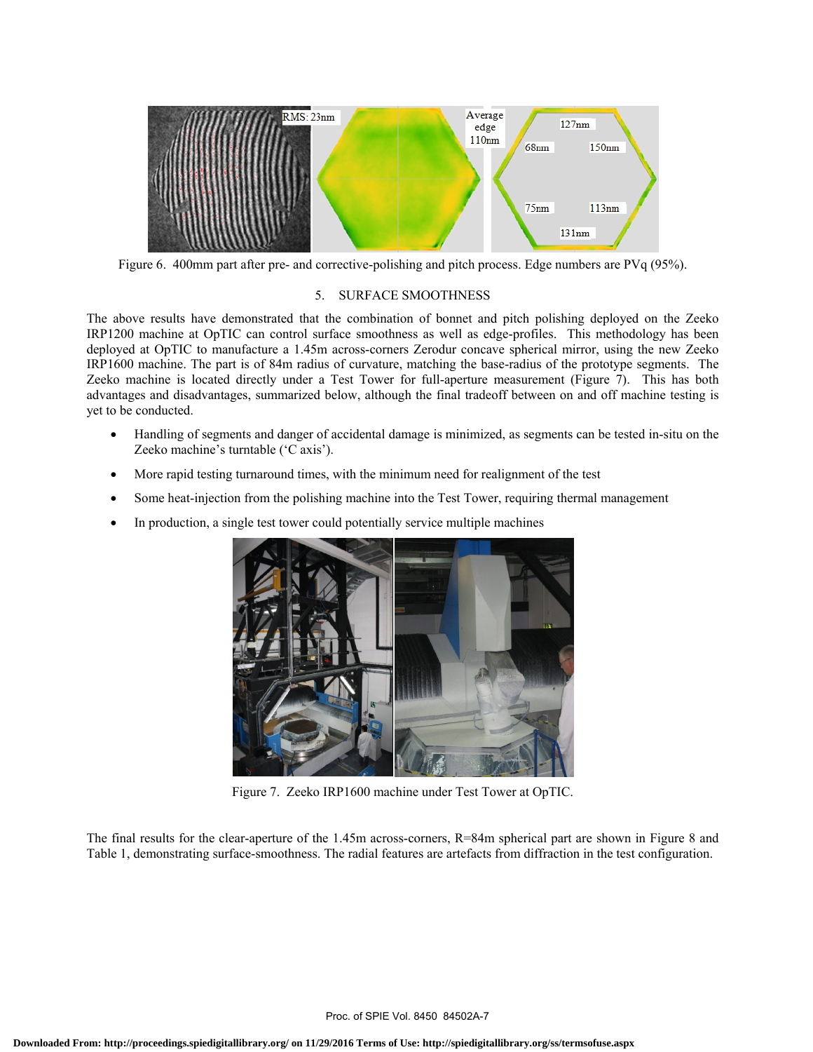Figure 6. 400mm part after pre- and corrective-polishing and pitch process. Edge numbers are PVq (95%).

## 5. SURFACE SMOOTHNESS

The above results have demonstrated that the combination of bonnet and pitch polishing deployed on the Zeeko IRP1200 machine at OpTIC can control surface smoothness as well as edge-profiles. This methodology has been deployed at OpTIC to manufacture a 1.45m across-corners Zerodur concave spherical mirror, using the new Zeeko IRP1600 machine. The part is of 84m radius of curvature, matching the base-radius of the prototype segments. The Zeeko machine is located directly under a Test Tower for full-aperture measurement (Figure 7). This has both advantages and disadvantages, summarized below, although the final tradeoff between on and off machine testing is yet to be conducted.

- Handling of segments and danger of accidental damage is minimized, as segments can be tested in-situ on the Zeeko machine's turntable ('C axis').
- More rapid testing turnaround times, with the minimum need for realignment of the test
- Some heat-injection from the polishing machine into the Test Tower, requiring thermal management
- In production, a single test tower could potentially service multiple machines

Figure 7. Zeeko IRP1600 machine under Test Tower at OpTIC.

The final results for the clear-aperture of the 1.45m across-corners, R=84m spherical part are shown in Figure 8 and Table 1, demonstrating surface-smoothness. The radial features are artefacts from diffraction in the test configuration.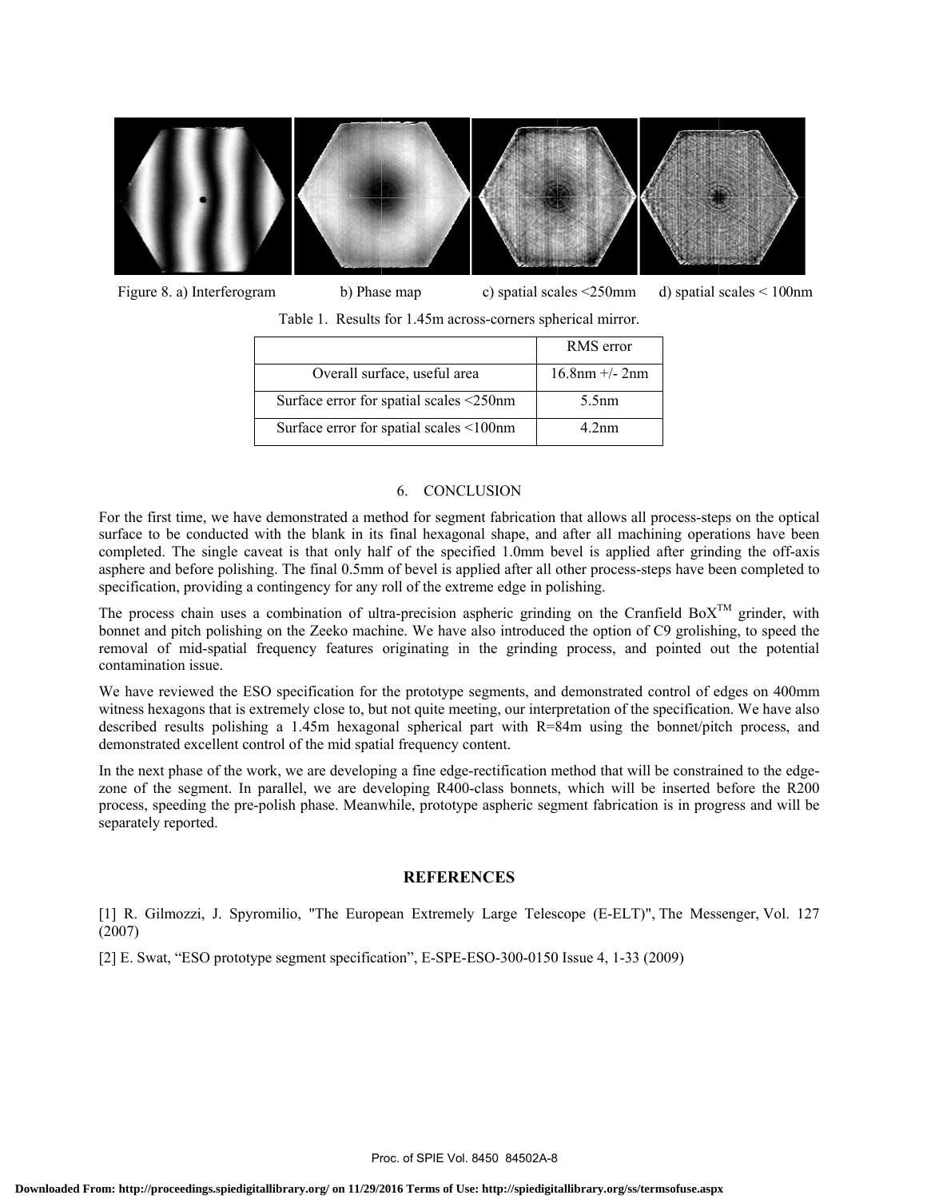Figure 8. a) Interferogram b) Phase map c) spatial scales <250mm d) spatial scales < 100nm

Table 1. Results for 1.45m across-corners spherical mirror.

| | RMS error |
|---|---|
| Overall surface, useful area | 16.8nm +/- 2nm |
| Surface error for spatial scales <250nm | 5.5nm |
| Surface error for spatial scales <100nm | 4.2nm |

## 6. CONCLUSION

For the first time, we have demonstrated a method for segment fabrication that allows all process-steps on the optical surface to be conducted with the blank in its final hexagonal shape, and after all machining operations have been completed. The single caveat is that only half of the specified 1.0mm bevel is applied after grinding the off-axis asphere and before polishing. The final 0.5mm of bevel is applied after all other process-steps have been completed to specification, providing a contingency for any roll of the extreme edge in polishing.

The process chain uses a combination of ultra-precision aspheric grinding on the Cranfield BoX™ grinder, with bonnet and pitch polishing on the Zeeko machine. We have also introduced the option of C9 grolishing, to speed the removal of mid-spatial frequency features originating in the grinding process, and pointed out the potential contamination issue.

We have reviewed the ESO specification for the prototype segments, and demonstrated control of edges on 400mm witness hexagons that is extremely close to, but not quite meeting, our interpretation of the specification. We have also described results polishing a 1.45m hexagonal spherical part with R=84m using the bonnet/pitch process, and demonstrated excellent control of the mid spatial frequency content.

In the next phase of the work, we are developing a fine edge-rectification method that will be constrained to the edge-zone of the segment. In parallel, we are developing R400-class bonnets, which will be inserted before the R200 process, speeding the pre-polish phase. Meanwhile, prototype aspheric segment fabrication is in progress and will be separately reported.

## REFERENCES

[1] R. Gilmozzi, J. Spyromilio, "The European Extremely Large Telescope (E-ELT)", The Messenger, Vol. 127 (2007)

[2] E. Swat, "ESO prototype segment specification", E-SPE-ESO-300-0150 Issue 4, 1-33 (2009)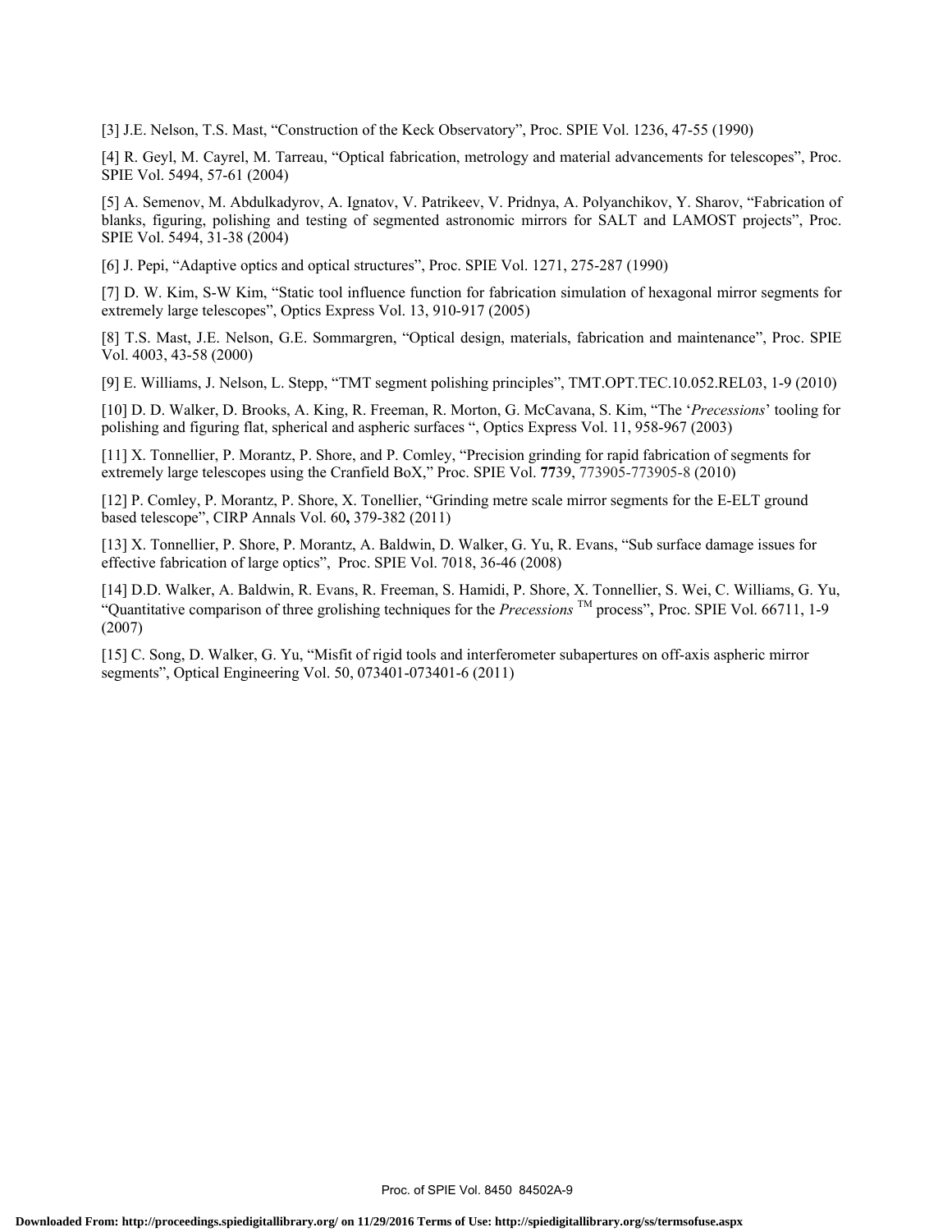[3] J.E. Nelson, T.S. Mast, “Construction of the Keck Observatory”, Proc. SPIE Vol. 1236, 47-55 (1990)

[4] R. Geyl, M. Cayrel, M. Tarreau, “Optical fabrication, metrology and material advancements for telescopes”, Proc. SPIE Vol. 5494, 57-61 (2004)

[5] A. Semenov, M. Abdulkadyrov, A. Ignatov, V. Patrikeev, V. Pridnya, A. Polyanchikov, Y. Sharov, “Fabrication of blanks, figuring, polishing and testing of segmented astronomic mirrors for SALT and LAMOST projects”, Proc. SPIE Vol. 5494, 31-38 (2004)

[6] J. Pepi, “Adaptive optics and optical structures”, Proc. SPIE Vol. 1271, 275-287 (1990)

[7] D. W. Kim, S-W Kim, “Static tool influence function for fabrication simulation of hexagonal mirror segments for extremely large telescopes”, Optics Express Vol. 13, 910-917 (2005)

[8] T.S. Mast, J.E. Nelson, G.E. Sommargren, “Optical design, materials, fabrication and maintenance”, Proc. SPIE Vol. 4003, 43-58 (2000)

[9] E. Williams, J. Nelson, L. Stepp, “TMT segment polishing principles”, TMT.OPT.TEC.10.052.REL03, 1-9 (2010)

[10] D. D. Walker, D. Brooks, A. King, R. Freeman, R. Morton, G. McCavana, S. Kim, “The ‘*Precessions*’ tooling for polishing and figuring flat, spherical and aspheric surfaces “, Optics Express Vol. 11, 958-967 (2003)

[11] X. Tonnellier, P. Morantz, P. Shore, and P. Comley, “Precision grinding for rapid fabrication of segments for extremely large telescopes using the Cranfield BoX,” Proc. SPIE Vol. **77**39, 773905-773905-8 (2010)

[12] P. Comley, P. Morantz, P. Shore, X. Tonellier, “Grinding metre scale mirror segments for the E-ELT ground based telescope”, CIRP Annals Vol. 60**,** 379-382 (2011)

[13] X. Tonnellier, P. Shore, P. Morantz, A. Baldwin, D. Walker, G. Yu, R. Evans, “Sub surface damage issues for effective fabrication of large optics”, Proc. SPIE Vol. 7018, 36-46 (2008)

[14] D.D. Walker, A. Baldwin, R. Evans, R. Freeman, S. Hamidi, P. Shore, X. Tonnellier, S. Wei, C. Williams, G. Yu, “Quantitative comparison of three grolishing techniques for the *Precessions* TM process”, Proc. SPIE Vol. 66711, 1-9 (2007)

[15] C. Song, D. Walker, G. Yu, “Misfit of rigid tools and interferometer subapertures on off-axis aspheric mirror segments”, Optical Engineering Vol. 50, 073401-073401-6 (2011)